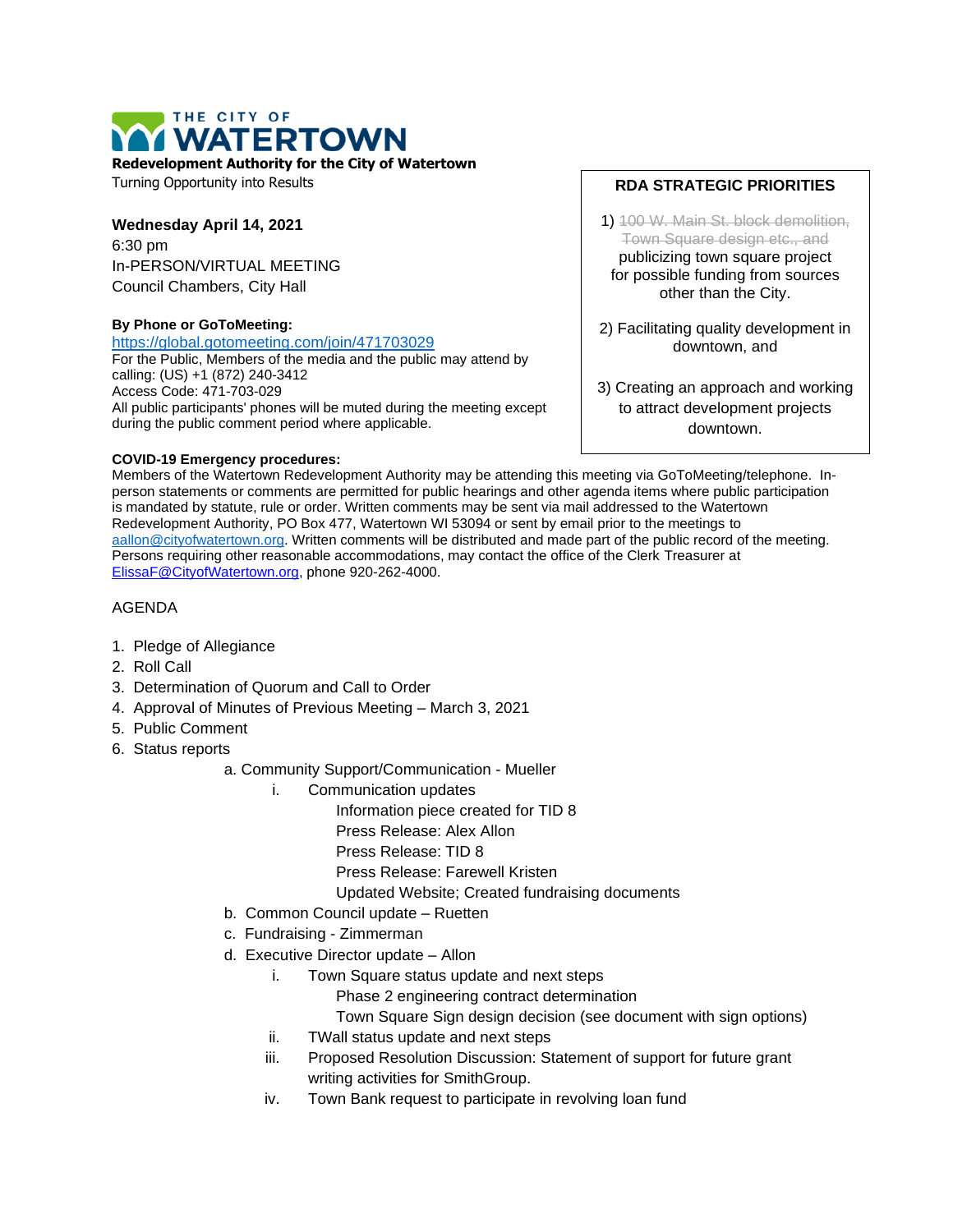# THE CITY OF WATERTOWN

**Redevelopment Authority for the City of Watertown**

Turning Opportunity into Results

**Wednesday April 14, 2021**

6:30 pm

In-PERSON/VIRTUAL MEETING

Council Chambers, City Hall

**By Phone or GoToMeeting:**

https://global.gotomeeting.com/join/471703029

For the Public, Members of the media and the public may attend by calling: (US) +1 (872) 240-3412

Access Code: 471-703-029

All public participants' phones will be muted during the meeting except during the public comment period where applicable.

**RDA STRATEGIC PRIORITIES**

1) ~~100 W. Main St. block demolition, Town Square design etc., and~~ publicizing town square project for possible funding from sources other than the City.

2) Facilitating quality development in downtown, and

3) Creating an approach and working to attract development projects downtown.

**COVID-19 Emergency procedures:**

Members of the Watertown Redevelopment Authority may be attending this meeting via GoToMeeting/telephone. In-person statements or comments are permitted for public hearings and other agenda items where public participation is mandated by statute, rule or order. Written comments may be sent via mail addressed to the Watertown Redevelopment Authority, PO Box 477, Watertown WI 53094 or sent by email prior to the meetings to aallon@cityofwatertown.org. Written comments will be distributed and made part of the public record of the meeting. Persons requiring other reasonable accommodations, may contact the office of the Clerk Treasurer at ElissaF@CityofWatertown.org, phone 920-262-4000.

AGENDA

1. Pledge of Allegiance
2. Roll Call
3. Determination of Quorum and Call to Order
4. Approval of Minutes of Previous Meeting – March 3, 2021
5. Public Comment
6. Status reports
   a. Community Support/Communication - Mueller
      i. Communication updates
         - Information piece created for TID 8
         - Press Release: Alex Allon
         - Press Release: TID 8
         - Press Release: Farewell Kristen
         - Updated Website; Created fundraising documents
   b. Common Council update – Ruetten
   c. Fundraising - Zimmerman
   d. Executive Director update – Allon
      i. Town Square status update and next steps
         - Phase 2 engineering contract determination
         - Town Square Sign design decision (see document with sign options)
      ii. TWall status update and next steps
      iii. Proposed Resolution Discussion: Statement of support for future grant writing activities for SmithGroup.
      iv. Town Bank request to participate in revolving loan fund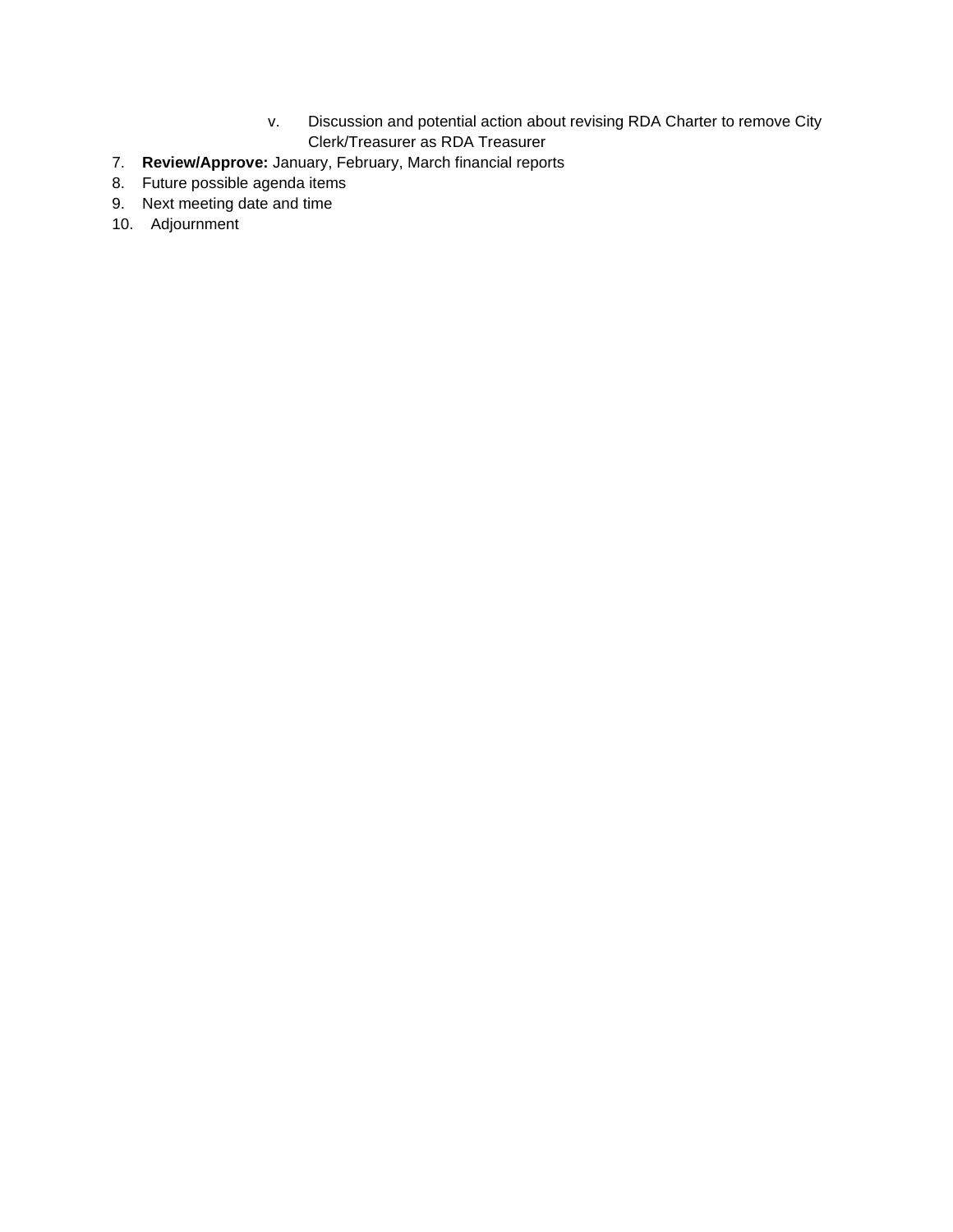v. Discussion and potential action about revising RDA Charter to remove City Clerk/Treasurer as RDA Treasurer

7. **Review/Approve:** January, February, March financial reports
8. Future possible agenda items
9. Next meeting date and time
10. Adjournment